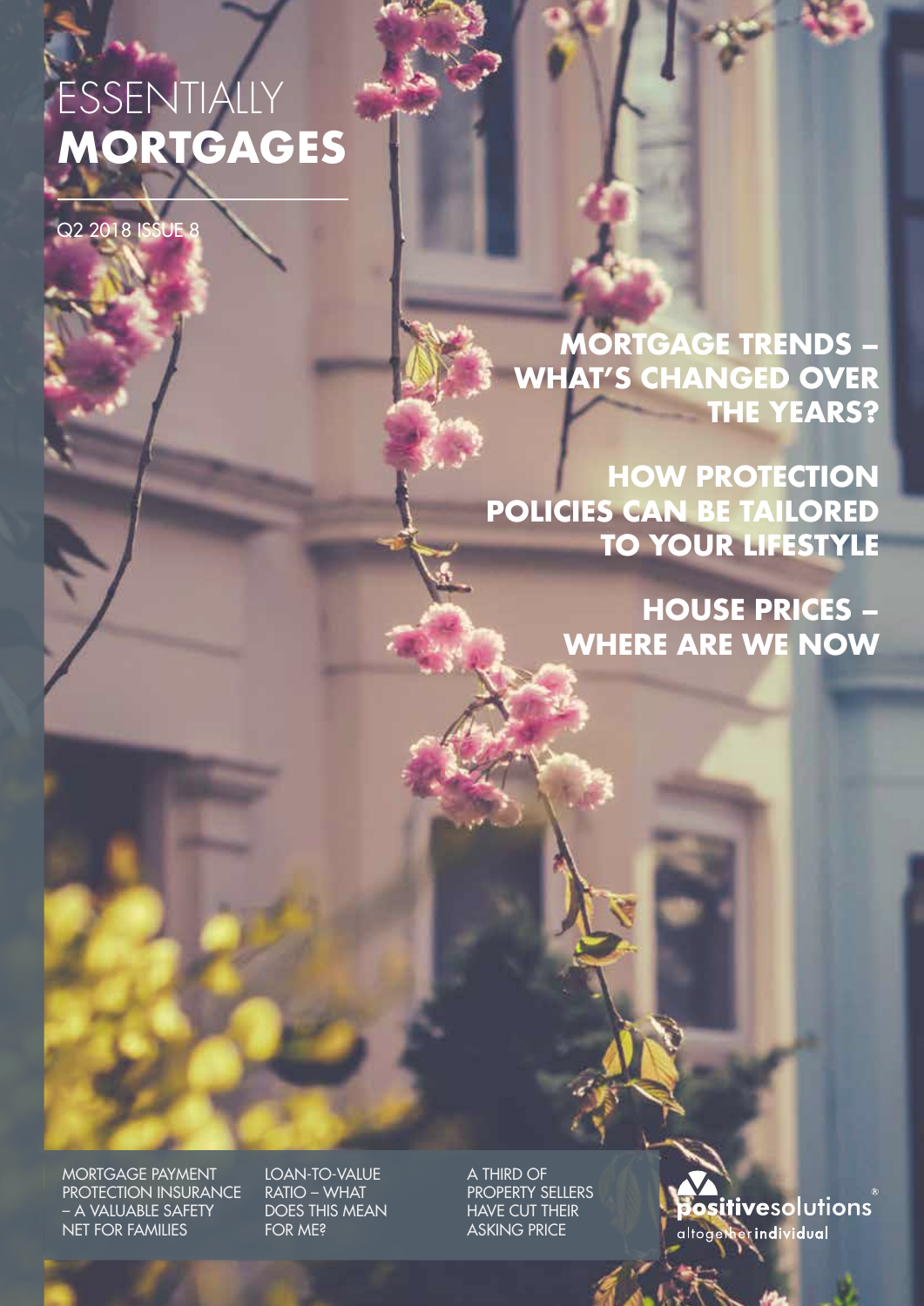# ESSENTIALLY **MORTGAGES**

Q2 2018 ISSUE 8

## MORTGAGE TRENDS – WHAT'S CHANGED OVER THE YEARS?

## HOW PROTECTION POLICIES CAN BE TAILORED TO YOUR LIFESTYLE

## HOUSE PRICES – WHERE ARE WE NOW

MORTGAGE PAYMENT PROTECTION INSURANCE – A VALUABLE SAFETY NET FOR FAMILIES

LOAN-TO-VALUE RATIO – WHAT DOES THIS MEAN FOR ME?

A THIRD OF PROPERTY SELLERS HAVE CUT THEIR ASKING PRICE

positivesolutions®
altogether**individual**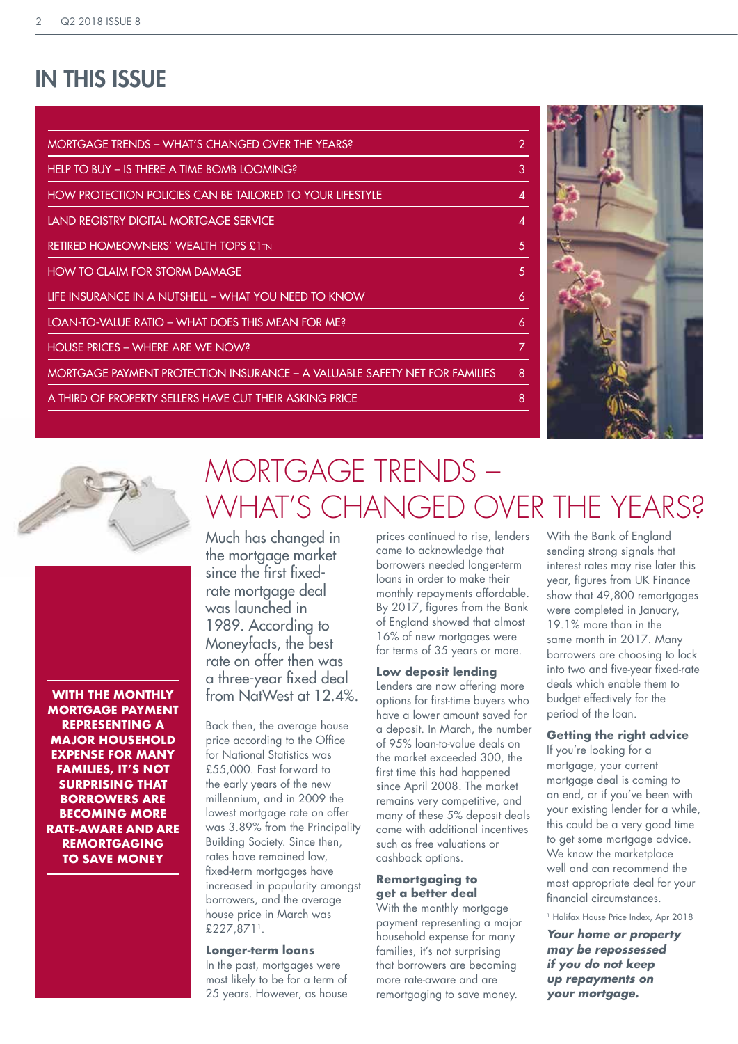# IN THIS ISSUE

| | |
|---|---|
| MORTGAGE TRENDS – WHAT'S CHANGED OVER THE YEARS? | 2 |
| HELP TO BUY – IS THERE A TIME BOMB LOOMING? | 3 |
| HOW PROTECTION POLICIES CAN BE TAILORED TO YOUR LIFESTYLE | 4 |
| LAND REGISTRY DIGITAL MORTGAGE SERVICE | 4 |
| RETIRED HOMEOWNERS' WEALTH TOPS £1TN | 5 |
| HOW TO CLAIM FOR STORM DAMAGE | 5 |
| LIFE INSURANCE IN A NUTSHELL – WHAT YOU NEED TO KNOW | 6 |
| LOAN-TO-VALUE RATIO – WHAT DOES THIS MEAN FOR ME? | 6 |
| HOUSE PRICES – WHERE ARE WE NOW? | 7 |
| MORTGAGE PAYMENT PROTECTION INSURANCE – A VALUABLE SAFETY NET FOR FAMILIES | 8 |
| A THIRD OF PROPERTY SELLERS HAVE CUT THEIR ASKING PRICE | 8 |

**WITH THE MONTHLY MORTGAGE PAYMENT REPRESENTING A MAJOR HOUSEHOLD EXPENSE FOR MANY FAMILIES, IT'S NOT SURPRISING THAT BORROWERS ARE BECOMING MORE RATE-AWARE AND ARE REMORTGAGING TO SAVE MONEY**

# MORTGAGE TRENDS – WHAT'S CHANGED OVER THE YEARS?

Much has changed in the mortgage market since the first fixed-rate mortgage deal was launched in 1989. According to Moneyfacts, the best rate on offer then was a three-year fixed deal from NatWest at 12.4%.

Back then, the average house price according to the Office for National Statistics was £55,000. Fast forward to the early years of the new millennium, and in 2009 the lowest mortgage rate on offer was 3.89% from the Principality Building Society. Since then, rates have remained low, fixed-term mortgages have increased in popularity amongst borrowers, and the average house price in March was £227,871[1].

### Longer-term loans

In the past, mortgages were most likely to be for a term of 25 years. However, as house prices continued to rise, lenders came to acknowledge that borrowers needed longer-term loans in order to make their monthly repayments affordable. By 2017, figures from the Bank of England showed that almost 16% of new mortgages were for terms of 35 years or more.

### Low deposit lending

Lenders are now offering more options for first-time buyers who have a lower amount saved for a deposit. In March, the number of 95% loan-to-value deals on the market exceeded 300, the first time this had happened since April 2008. The market remains very competitive, and many of these 5% deposit deals come with additional incentives such as free valuations or cashback options.

### Remortgaging to get a better deal

With the monthly mortgage payment representing a major household expense for many families, it's not surprising that borrowers are becoming more rate-aware and are remortgaging to save money. With the Bank of England sending strong signals that interest rates may rise later this year, figures from UK Finance show that 49,800 remortgages were completed in January, 19.1% more than in the same month in 2017. Many borrowers are choosing to lock into two and five-year fixed-rate deals which enable them to budget effectively for the period of the loan.

### Getting the right advice

If you're looking for a mortgage, your current mortgage deal is coming to an end, or if you've been with your existing lender for a while, this could be a very good time to get some mortgage advice. We know the marketplace well and can recommend the most appropriate deal for your financial circumstances.

[1] Halifax House Price Index, Apr 2018

***Your home or property may be repossessed if you do not keep up repayments on your mortgage.***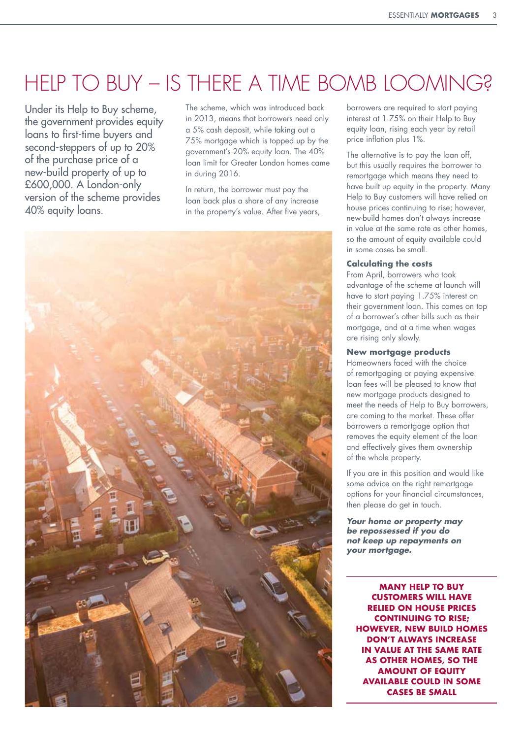# HELP TO BUY – IS THERE A TIME BOMB LOOMING?

Under its Help to Buy scheme, the government provides equity loans to first-time buyers and second-steppers of up to 20% of the purchase price of a new-build property of up to £600,000. A London-only version of the scheme provides 40% equity loans.

The scheme, which was introduced back in 2013, means that borrowers need only a 5% cash deposit, while taking out a 75% mortgage which is topped up by the government's 20% equity loan. The 40% loan limit for Greater London homes came in during 2016.

In return, the borrower must pay the loan back plus a share of any increase in the property's value. After five years, borrowers are required to start paying interest at 1.75% on their Help to Buy equity loan, rising each year by retail price inflation plus 1%.

The alternative is to pay the loan off, but this usually requires the borrower to remortgage which means they need to have built up equity in the property. Many Help to Buy customers will have relied on house prices continuing to rise; however, new-build homes don't always increase in value at the same rate as other homes, so the amount of equity available could in some cases be small.

### Calculating the costs

From April, borrowers who took advantage of the scheme at launch will have to start paying 1.75% interest on their government loan. This comes on top of a borrower's other bills such as their mortgage, and at a time when wages are rising only slowly.

### New mortgage products

Homeowners faced with the choice of remortgaging or paying expensive loan fees will be pleased to know that new mortgage products designed to meet the needs of Help to Buy borrowers, are coming to the market. These offer borrowers a remortgage option that removes the equity element of the loan and effectively gives them ownership of the whole property.

If you are in this position and would like some advice on the right remortgage options for your financial circumstances, then please do get in touch.

***Your home or property may be repossessed if you do not keep up repayments on your mortgage.***

**MANY HELP TO BUY CUSTOMERS WILL HAVE RELIED ON HOUSE PRICES CONTINUING TO RISE; HOWEVER, NEW BUILD HOMES DON'T ALWAYS INCREASE IN VALUE AT THE SAME RATE AS OTHER HOMES, SO THE AMOUNT OF EQUITY AVAILABLE COULD IN SOME CASES BE SMALL**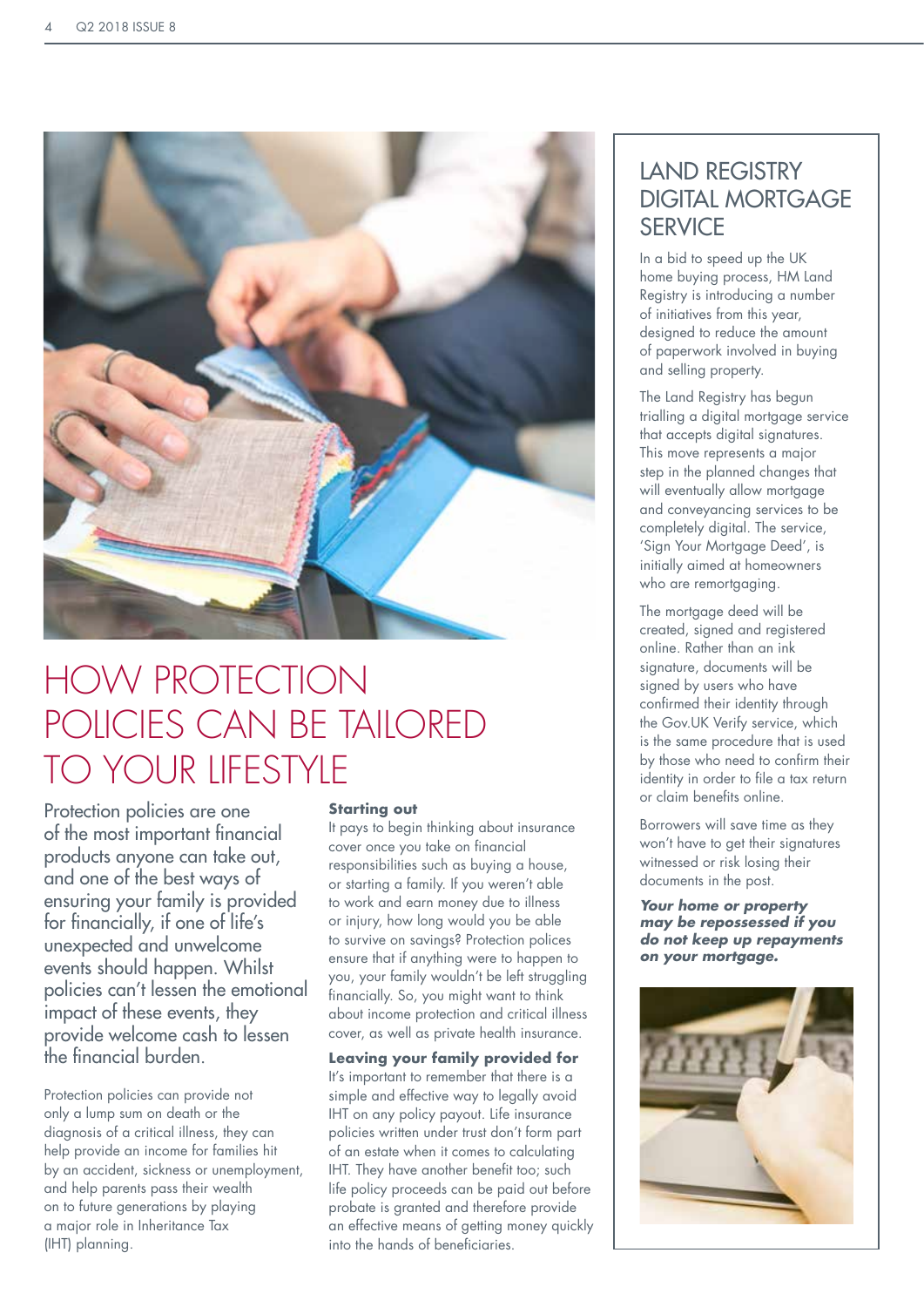# HOW PROTECTION POLICIES CAN BE TAILORED TO YOUR LIFESTYLE

Protection policies are one of the most important financial products anyone can take out, and one of the best ways of ensuring your family is provided for financially, if one of life's unexpected and unwelcome events should happen. Whilst policies can't lessen the emotional impact of these events, they provide welcome cash to lessen the financial burden.

Protection policies can provide not only a lump sum on death or the diagnosis of a critical illness, they can help provide an income for families hit by an accident, sickness or unemployment, and help parents pass their wealth on to future generations by playing a major role in Inheritance Tax (IHT) planning.

### Starting out

It pays to begin thinking about insurance cover once you take on financial responsibilities such as buying a house, or starting a family. If you weren't able to work and earn money due to illness or injury, how long would you be able to survive on savings? Protection polices ensure that if anything were to happen to you, your family wouldn't be left struggling financially. So, you might want to think about income protection and critical illness cover, as well as private health insurance.

### Leaving your family provided for

It's important to remember that there is a simple and effective way to legally avoid IHT on any policy payout. Life insurance policies written under trust don't form part of an estate when it comes to calculating IHT. They have another benefit too; such life policy proceeds can be paid out before probate is granted and therefore provide an effective means of getting money quickly into the hands of beneficiaries.

## LAND REGISTRY DIGITAL MORTGAGE SERVICE

In a bid to speed up the UK home buying process, HM Land Registry is introducing a number of initiatives from this year, designed to reduce the amount of paperwork involved in buying and selling property.

The Land Registry has begun trialling a digital mortgage service that accepts digital signatures. This move represents a major step in the planned changes that will eventually allow mortgage and conveyancing services to be completely digital. The service, 'Sign Your Mortgage Deed', is initially aimed at homeowners who are remortgaging.

The mortgage deed will be created, signed and registered online. Rather than an ink signature, documents will be signed by users who have confirmed their identity through the Gov.UK Verify service, which is the same procedure that is used by those who need to confirm their identity in order to file a tax return or claim benefits online.

Borrowers will save time as they won't have to get their signatures witnessed or risk losing their documents in the post.

***Your home or property may be repossessed if you do not keep up repayments on your mortgage.***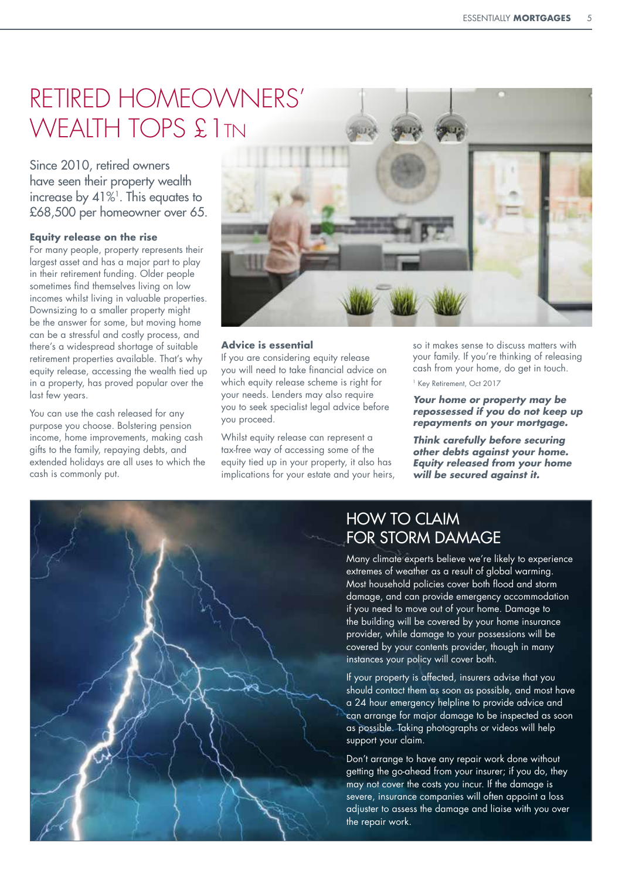# RETIRED HOMEOWNERS' WEALTH TOPS £1TN

Since 2010, retired owners have seen their property wealth increase by 41%[1]. This equates to £68,500 per homeowner over 65.

### Equity release on the rise

For many people, property represents their largest asset and has a major part to play in their retirement funding. Older people sometimes find themselves living on low incomes whilst living in valuable properties. Downsizing to a smaller property might be the answer for some, but moving home can be a stressful and costly process, and there's a widespread shortage of suitable retirement properties available. That's why equity release, accessing the wealth tied up in a property, has proved popular over the last few years.

You can use the cash released for any purpose you choose. Bolstering pension income, home improvements, making cash gifts to the family, repaying debts, and extended holidays are all uses to which the cash is commonly put.

### Advice is essential

If you are considering equity release you will need to take financial advice on which equity release scheme is right for your needs. Lenders may also require you to seek specialist legal advice before you proceed.

Whilst equity release can represent a tax-free way of accessing some of the equity tied up in your property, it also has implications for your estate and your heirs, so it makes sense to discuss matters with your family. If you're thinking of releasing cash from your home, do get in touch.

[1] Key Retirement, Oct 2017

***Your home or property may be repossessed if you do not keep up repayments on your mortgage.***

***Think carefully before securing other debts against your home. Equity released from your home will be secured against it.***

# HOW TO CLAIM FOR STORM DAMAGE

Many climate experts believe we're likely to experience extremes of weather as a result of global warming. Most household policies cover both flood and storm damage, and can provide emergency accommodation if you need to move out of your home. Damage to the building will be covered by your home insurance provider, while damage to your possessions will be covered by your contents provider, though in many instances your policy will cover both.

If your property is affected, insurers advise that you should contact them as soon as possible, and most have a 24 hour emergency helpline to provide advice and can arrange for major damage to be inspected as soon as possible. Taking photographs or videos will help support your claim.

Don't arrange to have any repair work done without getting the go-ahead from your insurer; if you do, they may not cover the costs you incur. If the damage is severe, insurance companies will often appoint a loss adjuster to assess the damage and liaise with you over the repair work.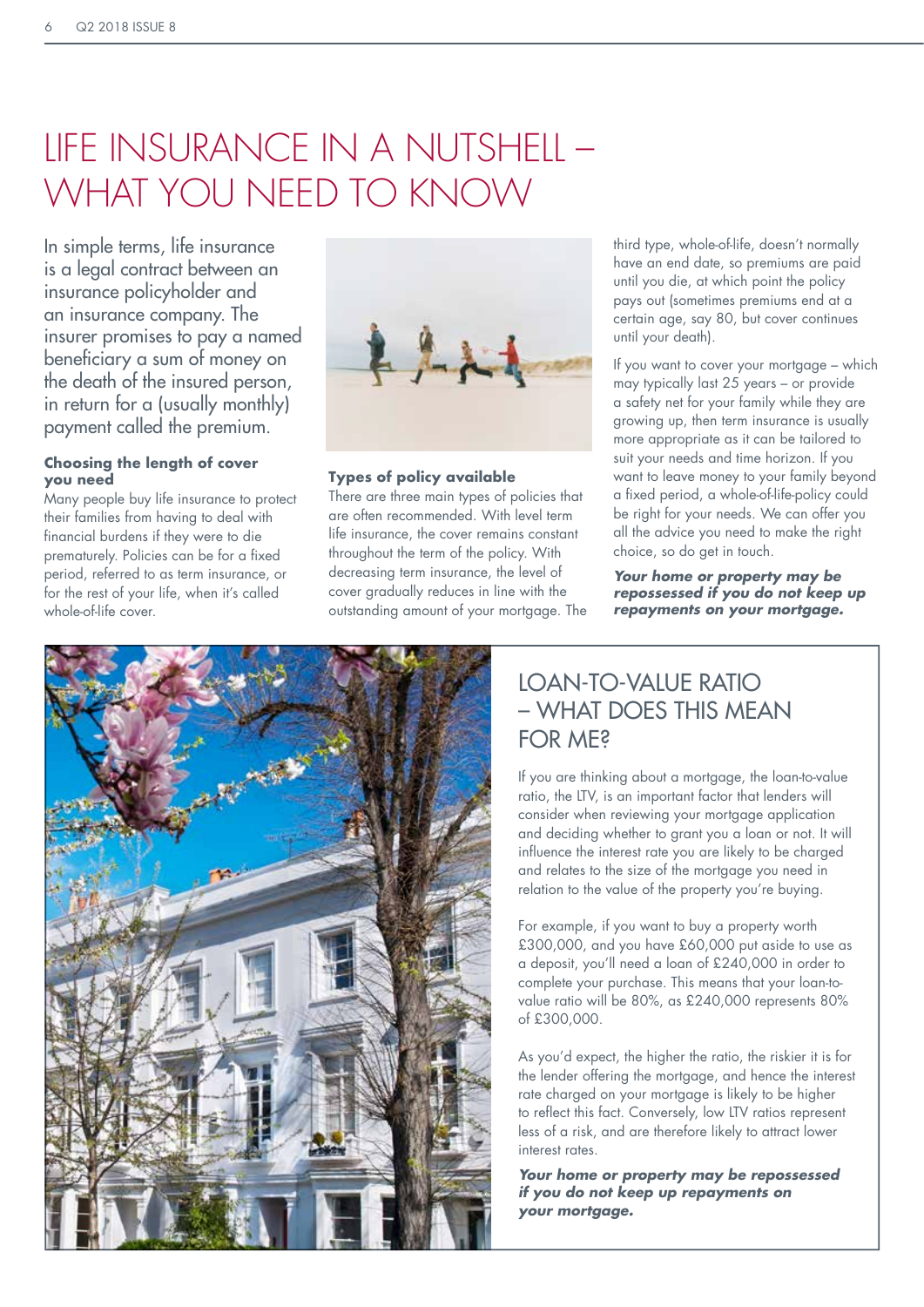# LIFE INSURANCE IN A NUTSHELL – WHAT YOU NEED TO KNOW

In simple terms, life insurance is a legal contract between an insurance policyholder and an insurance company. The insurer promises to pay a named beneficiary a sum of money on the death of the insured person, in return for a (usually monthly) payment called the premium.

### Choosing the length of cover you need

Many people buy life insurance to protect their families from having to deal with financial burdens if they were to die prematurely. Policies can be for a fixed period, referred to as term insurance, or for the rest of your life, when it's called whole-of-life cover.

### Types of policy available

There are three main types of policies that are often recommended. With level term life insurance, the cover remains constant throughout the term of the policy. With decreasing term insurance, the level of cover gradually reduces in line with the outstanding amount of your mortgage. The third type, whole-of-life, doesn't normally have an end date, so premiums are paid until you die, at which point the policy pays out (sometimes premiums end at a certain age, say 80, but cover continues until your death).

If you want to cover your mortgage – which may typically last 25 years – or provide a safety net for your family while they are growing up, then term insurance is usually more appropriate as it can be tailored to suit your needs and time horizon. If you want to leave money to your family beyond a fixed period, a whole-of-life-policy could be right for your needs. We can offer you all the advice you need to make the right choice, so do get in touch.

***Your home or property may be repossessed if you do not keep up repayments on your mortgage.***

## LOAN-TO-VALUE RATIO – WHAT DOES THIS MEAN FOR ME?

If you are thinking about a mortgage, the loan-to-value ratio, the LTV, is an important factor that lenders will consider when reviewing your mortgage application and deciding whether to grant you a loan or not. It will influence the interest rate you are likely to be charged and relates to the size of the mortgage you need in relation to the value of the property you're buying.

For example, if you want to buy a property worth £300,000, and you have £60,000 put aside to use as a deposit, you'll need a loan of £240,000 in order to complete your purchase. This means that your loan-to-value ratio will be 80%, as £240,000 represents 80% of £300,000.

As you'd expect, the higher the ratio, the riskier it is for the lender offering the mortgage, and hence the interest rate charged on your mortgage is likely to be higher to reflect this fact. Conversely, low LTV ratios represent less of a risk, and are therefore likely to attract lower interest rates.

***Your home or property may be repossessed if you do not keep up repayments on your mortgage.***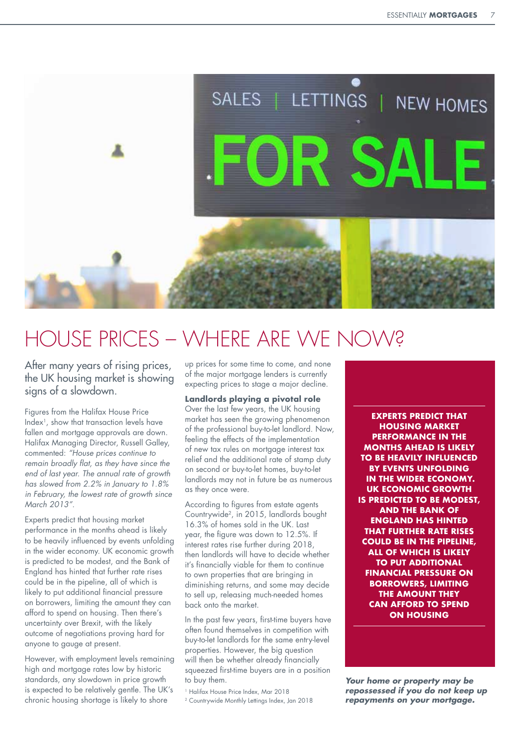# HOUSE PRICES – WHERE ARE WE NOW?

After many years of rising prices, the UK housing market is showing signs of a slowdown.

Figures from the Halifax House Price Index[1], show that transaction levels have fallen and mortgage approvals are down. Halifax Managing Director, Russell Galley, commented: *"House prices continue to remain broadly flat, as they have since the end of last year. The annual rate of growth has slowed from 2.2% in January to 1.8% in February, the lowest rate of growth since March 2013"*.

Experts predict that housing market performance in the months ahead is likely to be heavily influenced by events unfolding in the wider economy. UK economic growth is predicted to be modest, and the Bank of England has hinted that further rate rises could be in the pipeline, all of which is likely to put additional financial pressure on borrowers, limiting the amount they can afford to spend on housing. Then there's uncertainty over Brexit, with the likely outcome of negotiations proving hard for anyone to gauge at present.

However, with employment levels remaining high and mortgage rates low by historic standards, any slowdown in price growth is expected to be relatively gentle. The UK's chronic housing shortage is likely to shore up prices for some time to come, and none of the major mortgage lenders is currently expecting prices to stage a major decline.

**Landlords playing a pivotal role**

Over the last few years, the UK housing market has seen the growing phenomenon of the professional buy-to-let landlord. Now, feeling the effects of the implementation of new tax rules on mortgage interest tax relief and the additional rate of stamp duty on second or buy-to-let homes, buy-to-let landlords may not in future be as numerous as they once were.

According to figures from estate agents Countrywide[2], in 2015, landlords bought 16.3% of homes sold in the UK. Last year, the figure was down to 12.5%. If interest rates rise further during 2018, then landlords will have to decide whether it's financially viable for them to continue to own properties that are bringing in diminishing returns, and some may decide to sell up, releasing much-needed homes back onto the market.

In the past few years, first-time buyers have often found themselves in competition with buy-to-let landlords for the same entry-level properties. However, the big question will then be whether already financially squeezed first-time buyers are in a position to buy them.

[1] Halifax House Price Index, Mar 2018

[2] Countrywide Monthly Lettings Index, Jan 2018

**EXPERTS PREDICT THAT HOUSING MARKET PERFORMANCE IN THE MONTHS AHEAD IS LIKELY TO BE HEAVILY INFLUENCED BY EVENTS UNFOLDING IN THE WIDER ECONOMY. UK ECONOMIC GROWTH IS PREDICTED TO BE MODEST, AND THE BANK OF ENGLAND HAS HINTED THAT FURTHER RATE RISES COULD BE IN THE PIPELINE, ALL OF WHICH IS LIKELY TO PUT ADDITIONAL FINANCIAL PRESSURE ON BORROWERS, LIMITING THE AMOUNT THEY CAN AFFORD TO SPEND ON HOUSING**

***Your home or property may be repossessed if you do not keep up repayments on your mortgage.***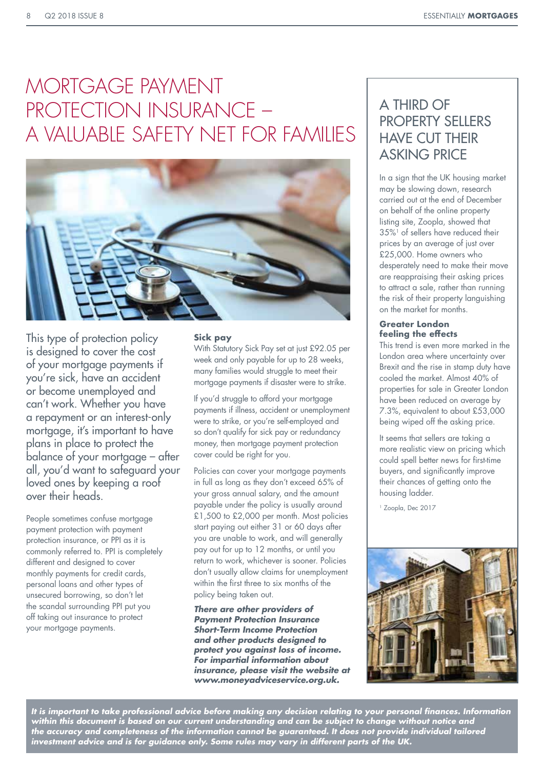# MORTGAGE PAYMENT PROTECTION INSURANCE – A VALUABLE SAFETY NET FOR FAMILIES

This type of protection policy is designed to cover the cost of your mortgage payments if you're sick, have an accident or become unemployed and can't work. Whether you have a repayment or an interest-only mortgage, it's important to have plans in place to protect the balance of your mortgage – after all, you'd want to safeguard your loved ones by keeping a roof over their heads.

People sometimes confuse mortgage payment protection with payment protection insurance, or PPI as it is commonly referred to. PPI is completely different and designed to cover monthly payments for credit cards, personal loans and other types of unsecured borrowing, so don't let the scandal surrounding PPI put you off taking out insurance to protect your mortgage payments.

### Sick pay

With Statutory Sick Pay set at just £92.05 per week and only payable for up to 28 weeks, many families would struggle to meet their mortgage payments if disaster were to strike.

If you'd struggle to afford your mortgage payments if illness, accident or unemployment were to strike, or you're self-employed and so don't qualify for sick pay or redundancy money, then mortgage payment protection cover could be right for you.

Policies can cover your mortgage payments in full as long as they don't exceed 65% of your gross annual salary, and the amount payable under the policy is usually around £1,500 to £2,000 per month. Most policies start paying out either 31 or 60 days after you are unable to work, and will generally pay out for up to 12 months, or until you return to work, whichever is sooner. Policies don't usually allow claims for unemployment within the first three to six months of the policy being taken out.

***There are other providers of Payment Protection Insurance Short-Term Income Protection and other products designed to protect you against loss of income. For impartial information about insurance, please visit the website at www.moneyadviceservice.org.uk.***

## A THIRD OF PROPERTY SELLERS HAVE CUT THEIR ASKING PRICE

In a sign that the UK housing market may be slowing down, research carried out at the end of December on behalf of the online property listing site, Zoopla, showed that 35%[1] of sellers have reduced their prices by an average of just over £25,000. Home owners who desperately need to make their move are reappraising their asking prices to attract a sale, rather than running the risk of their property languishing on the market for months.

### Greater London feeling the effects

This trend is even more marked in the London area where uncertainty over Brexit and the rise in stamp duty have cooled the market. Almost 40% of properties for sale in Greater London have been reduced on average by 7.3%, equivalent to about £53,000 being wiped off the asking price.

It seems that sellers are taking a more realistic view on pricing which could spell better news for first-time buyers, and significantly improve their chances of getting onto the housing ladder.

[1] Zoopla, Dec 2017

***It is important to take professional advice before making any decision relating to your personal finances. Information within this document is based on our current understanding and can be subject to change without notice and the accuracy and completeness of the information cannot be guaranteed. It does not provide individual tailored investment advice and is for guidance only. Some rules may vary in different parts of the UK.***